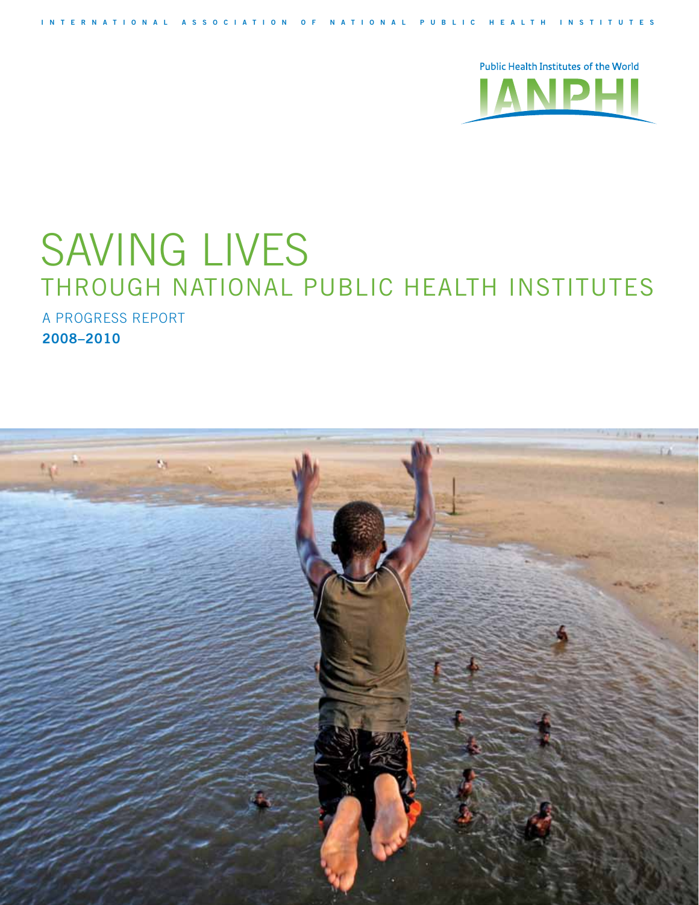INTERNATIONAL ASSOCIATION OF NATIONAL PUBLIC HEALTH INSTITUTES

Public Health Institutes of the World

IANPHI

# SAVING LIVES

## THROUGH NATIONAL PUBLIC HEALTH INSTITUTES

A PROGRESS REPORT

**2008–2010**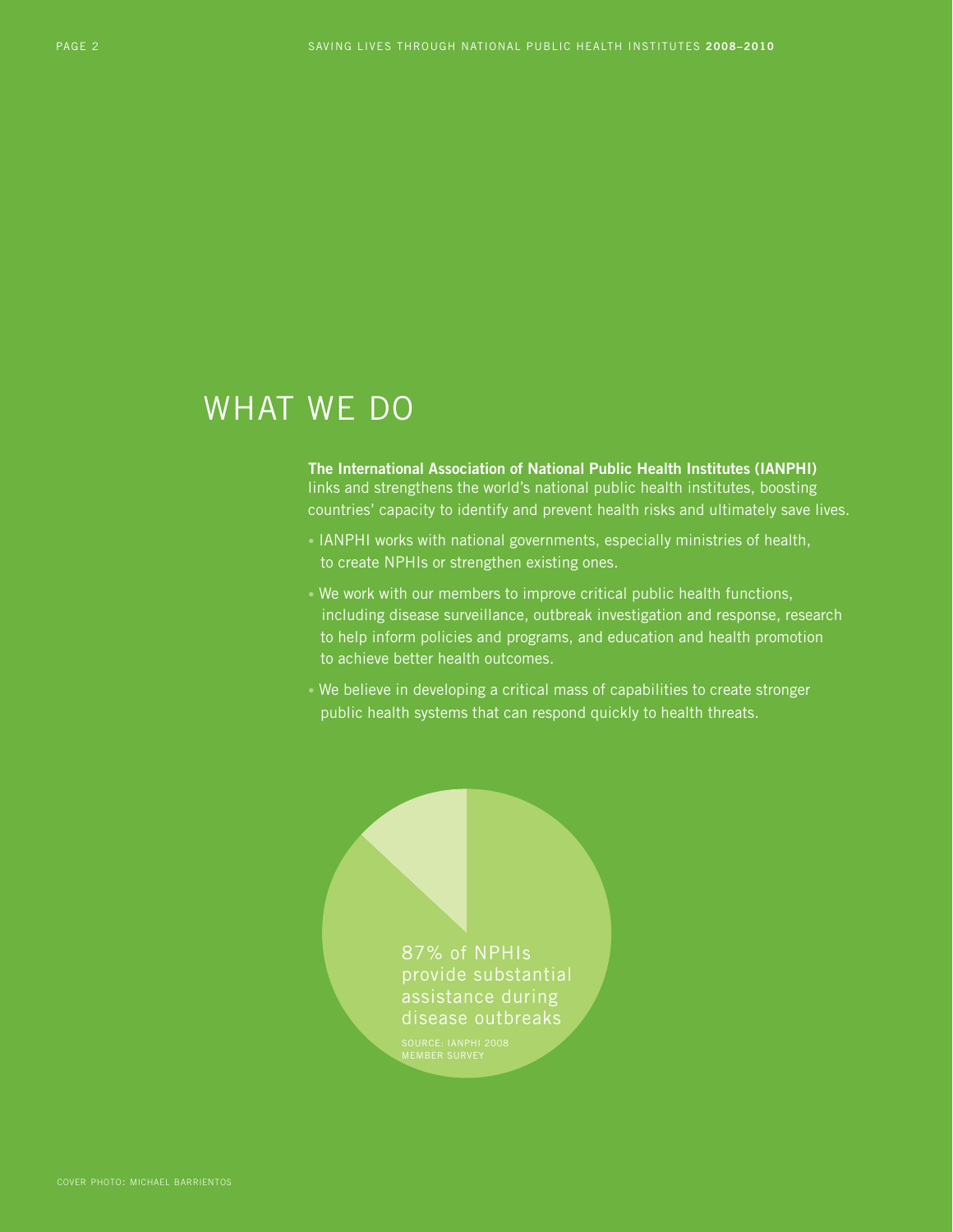# WHAT WE DO

**The International Association of National Public Health Institutes (IANPHI)** links and strengthens the world's national public health institutes, boosting countries' capacity to identify and prevent health risks and ultimately save lives.

- IANPHI works with national governments, especially ministries of health, to create NPHIs or strengthen existing ones.
- We work with our members to improve critical public health functions, including disease surveillance, outbreak investigation and response, research to help inform policies and programs, and education and health promotion to achieve better health outcomes.
- We believe in developing a critical mass of capabilities to create stronger public health systems that can respond quickly to health threats.

87% of NPHIs provide substantial assistance during disease outbreaks

SOURCE: IANPHI 2008 MEMBER SURVEY

COVER PHOTO: MICHAEL BARRIENTOS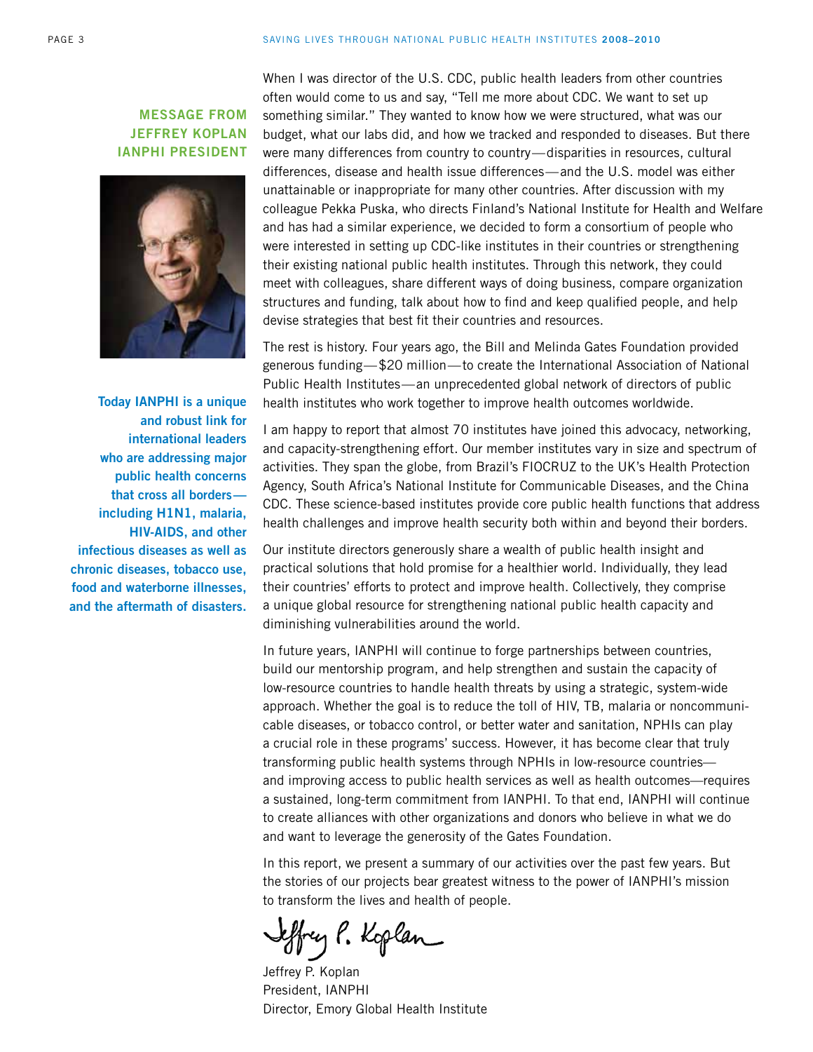## MESSAGE FROM JEFFREY KOPLAN IANPHI PRESIDENT

**Today IANPHI is a unique and robust link for international leaders who are addressing major public health concerns that cross all borders—including H1N1, malaria, HIV-AIDS, and other infectious diseases as well as chronic diseases, tobacco use, food and waterborne illnesses, and the aftermath of disasters.**

When I was director of the U.S. CDC, public health leaders from other countries often would come to us and say, "Tell me more about CDC. We want to set up something similar." They wanted to know how we were structured, what was our budget, what our labs did, and how we tracked and responded to diseases. But there were many differences from country to country—disparities in resources, cultural differences, disease and health issue differences—and the U.S. model was either unattainable or inappropriate for many other countries. After discussion with my colleague Pekka Puska, who directs Finland's National Institute for Health and Welfare and has had a similar experience, we decided to form a consortium of people who were interested in setting up CDC-like institutes in their countries or strengthening their existing national public health institutes. Through this network, they could meet with colleagues, share different ways of doing business, compare organization structures and funding, talk about how to find and keep qualified people, and help devise strategies that best fit their countries and resources.

The rest is history. Four years ago, the Bill and Melinda Gates Foundation provided generous funding—$20 million—to create the International Association of National Public Health Institutes—an unprecedented global network of directors of public health institutes who work together to improve health outcomes worldwide.

I am happy to report that almost 70 institutes have joined this advocacy, networking, and capacity-strengthening effort. Our member institutes vary in size and spectrum of activities. They span the globe, from Brazil's FIOCRUZ to the UK's Health Protection Agency, South Africa's National Institute for Communicable Diseases, and the China CDC. These science-based institutes provide core public health functions that address health challenges and improve health security both within and beyond their borders.

Our institute directors generously share a wealth of public health insight and practical solutions that hold promise for a healthier world. Individually, they lead their countries' efforts to protect and improve health. Collectively, they comprise a unique global resource for strengthening national public health capacity and diminishing vulnerabilities around the world.

In future years, IANPHI will continue to forge partnerships between countries, build our mentorship program, and help strengthen and sustain the capacity of low-resource countries to handle health threats by using a strategic, system-wide approach. Whether the goal is to reduce the toll of HIV, TB, malaria or noncommunicable diseases, or tobacco control, or better water and sanitation, NPHIs can play a crucial role in these programs' success. However, it has become clear that truly transforming public health systems through NPHIs in low-resource countries—and improving access to public health services as well as health outcomes—requires a sustained, long-term commitment from IANPHI. To that end, IANPHI will continue to create alliances with other organizations and donors who believe in what we do and want to leverage the generosity of the Gates Foundation.

In this report, we present a summary of our activities over the past few years. But the stories of our projects bear greatest witness to the power of IANPHI's mission to transform the lives and health of people.

Jeffrey P. Koplan  
President, IANPHI  
Director, Emory Global Health Institute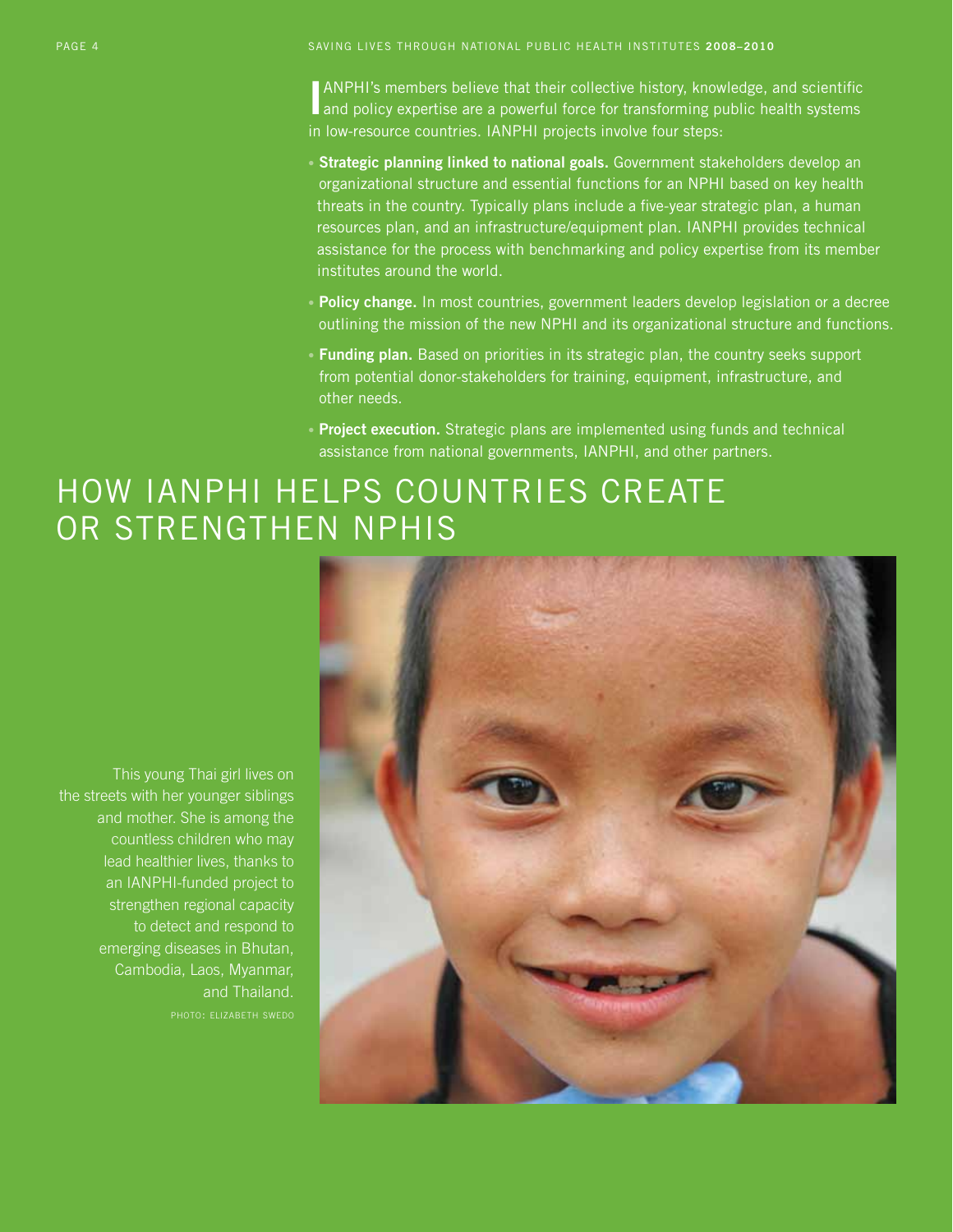IANPHI's members believe that their collective history, knowledge, and scientific and policy expertise are a powerful force for transforming public health systems in low-resource countries. IANPHI projects involve four steps:

- **Strategic planning linked to national goals.** Government stakeholders develop an organizational structure and essential functions for an NPHI based on key health threats in the country. Typically plans include a five-year strategic plan, a human resources plan, and an infrastructure/equipment plan. IANPHI provides technical assistance for the process with benchmarking and policy expertise from its member institutes around the world.
- **Policy change.** In most countries, government leaders develop legislation or a decree outlining the mission of the new NPHI and its organizational structure and functions.
- **Funding plan.** Based on priorities in its strategic plan, the country seeks support from potential donor-stakeholders for training, equipment, infrastructure, and other needs.
- **Project execution.** Strategic plans are implemented using funds and technical assistance from national governments, IANPHI, and other partners.

# HOW IANPHI HELPS COUNTRIES CREATE OR STRENGTHEN NPHIS

This young Thai girl lives on the streets with her younger siblings and mother. She is among the countless children who may lead healthier lives, thanks to an IANPHI-funded project to strengthen regional capacity to detect and respond to emerging diseases in Bhutan, Cambodia, Laos, Myanmar, and Thailand.

PHOTO: ELIZABETH SWEDO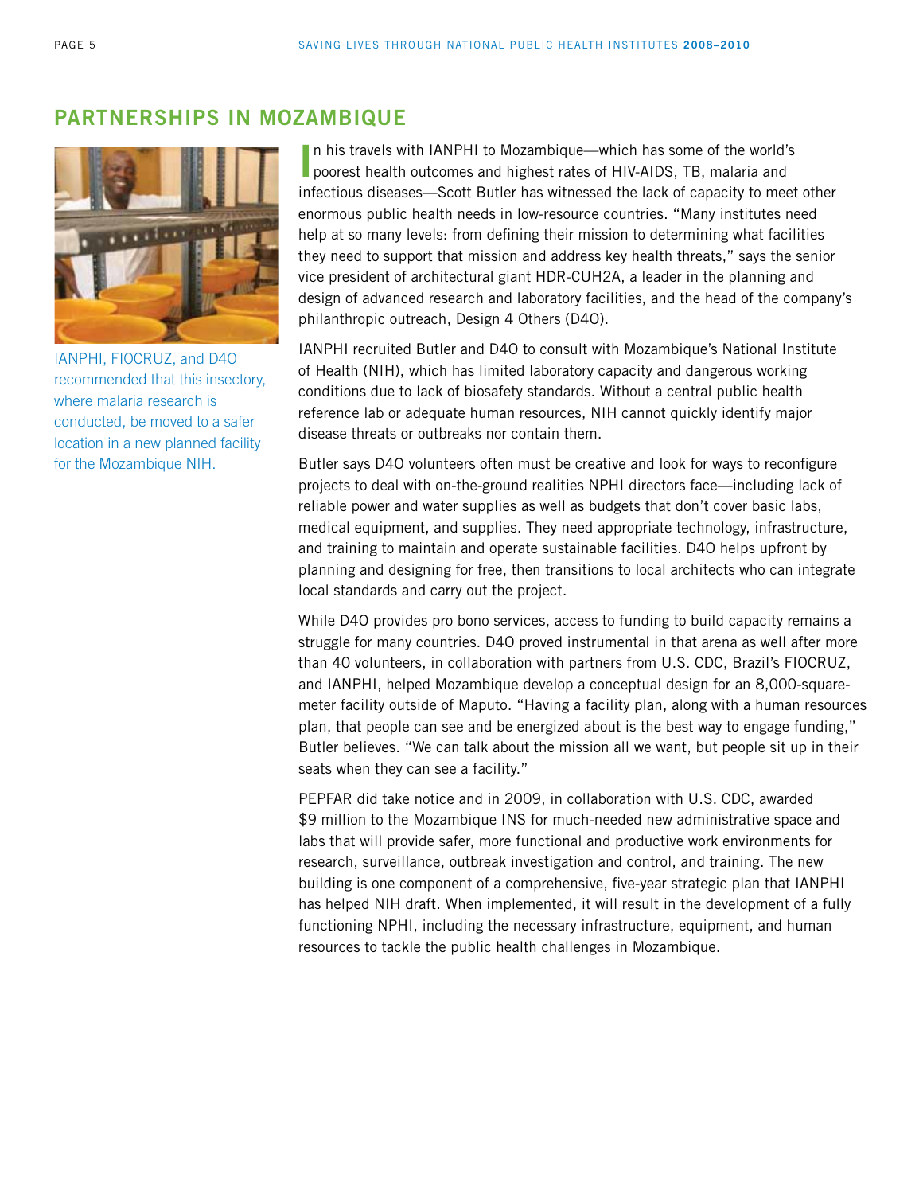## PARTNERSHIPS IN MOZAMBIQUE

IANPHI, FIOCRUZ, and D4O recommended that this insectory, where malaria research is conducted, be moved to a safer location in a new planned facility for the Mozambique NIH.

In his travels with IANPHI to Mozambique—which has some of the world's poorest health outcomes and highest rates of HIV-AIDS, TB, malaria and infectious diseases—Scott Butler has witnessed the lack of capacity to meet other enormous public health needs in low-resource countries. "Many institutes need help at so many levels: from defining their mission to determining what facilities they need to support that mission and address key health threats," says the senior vice president of architectural giant HDR-CUH2A, a leader in the planning and design of advanced research and laboratory facilities, and the head of the company's philanthropic outreach, Design 4 Others (D4O).

IANPHI recruited Butler and D4O to consult with Mozambique's National Institute of Health (NIH), which has limited laboratory capacity and dangerous working conditions due to lack of biosafety standards. Without a central public health reference lab or adequate human resources, NIH cannot quickly identify major disease threats or outbreaks nor contain them.

Butler says D4O volunteers often must be creative and look for ways to reconfigure projects to deal with on-the-ground realities NPHI directors face—including lack of reliable power and water supplies as well as budgets that don't cover basic labs, medical equipment, and supplies. They need appropriate technology, infrastructure, and training to maintain and operate sustainable facilities. D4O helps upfront by planning and designing for free, then transitions to local architects who can integrate local standards and carry out the project.

While D4O provides pro bono services, access to funding to build capacity remains a struggle for many countries. D4O proved instrumental in that arena as well after more than 40 volunteers, in collaboration with partners from U.S. CDC, Brazil's FIOCRUZ, and IANPHI, helped Mozambique develop a conceptual design for an 8,000-square-meter facility outside of Maputo. "Having a facility plan, along with a human resources plan, that people can see and be energized about is the best way to engage funding," Butler believes. "We can talk about the mission all we want, but people sit up in their seats when they can see a facility."

PEPFAR did take notice and in 2009, in collaboration with U.S. CDC, awarded $9 million to the Mozambique INS for much-needed new administrative space and labs that will provide safer, more functional and productive work environments for research, surveillance, outbreak investigation and control, and training. The new building is one component of a comprehensive, five-year strategic plan that IANPHI has helped NIH draft. When implemented, it will result in the development of a fully functioning NPHI, including the necessary infrastructure, equipment, and human resources to tackle the public health challenges in Mozambique.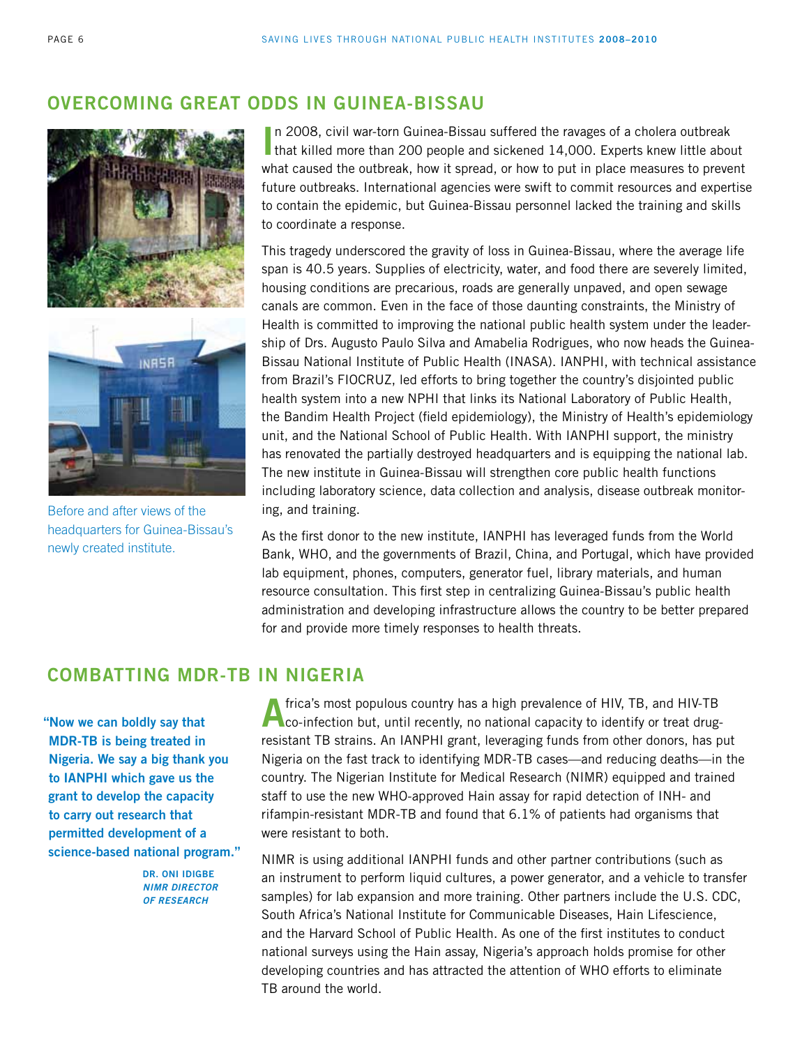## OVERCOMING GREAT ODDS IN GUINEA-BISSAU

Before and after views of the headquarters for Guinea-Bissau's newly created institute.

In 2008, civil war-torn Guinea-Bissau suffered the ravages of a cholera outbreak that killed more than 200 people and sickened 14,000. Experts knew little about what caused the outbreak, how it spread, or how to put in place measures to prevent future outbreaks. International agencies were swift to commit resources and expertise to contain the epidemic, but Guinea-Bissau personnel lacked the training and skills to coordinate a response.

This tragedy underscored the gravity of loss in Guinea-Bissau, where the average life span is 40.5 years. Supplies of electricity, water, and food there are severely limited, housing conditions are precarious, roads are generally unpaved, and open sewage canals are common. Even in the face of those daunting constraints, the Ministry of Health is committed to improving the national public health system under the leadership of Drs. Augusto Paulo Silva and Amabelia Rodrigues, who now heads the Guinea-Bissau National Institute of Public Health (INASA). IANPHI, with technical assistance from Brazil's FIOCRUZ, led efforts to bring together the country's disjointed public health system into a new NPHI that links its National Laboratory of Public Health, the Bandim Health Project (field epidemiology), the Ministry of Health's epidemiology unit, and the National School of Public Health. With IANPHI support, the ministry has renovated the partially destroyed headquarters and is equipping the national lab. The new institute in Guinea-Bissau will strengthen core public health functions including laboratory science, data collection and analysis, disease outbreak monitoring, and training.

As the first donor to the new institute, IANPHI has leveraged funds from the World Bank, WHO, and the governments of Brazil, China, and Portugal, which have provided lab equipment, phones, computers, generator fuel, library materials, and human resource consultation. This first step in centralizing Guinea-Bissau's public health administration and developing infrastructure allows the country to be better prepared for and provide more timely responses to health threats.

## COMBATTING MDR-TB IN NIGERIA

**"Now we can boldly say that MDR-TB is being treated in Nigeria. We say a big thank you to IANPHI which gave us the grant to develop the capacity to carry out research that permitted development of a science-based national program."**

**DR. ONI IDIGBE**
***NIMR DIRECTOR OF RESEARCH***

Africa's most populous country has a high prevalence of HIV, TB, and HIV-TB co-infection but, until recently, no national capacity to identify or treat drug-resistant TB strains. An IANPHI grant, leveraging funds from other donors, has put Nigeria on the fast track to identifying MDR-TB cases—and reducing deaths—in the country. The Nigerian Institute for Medical Research (NIMR) equipped and trained staff to use the new WHO-approved Hain assay for rapid detection of INH- and rifampin-resistant MDR-TB and found that 6.1% of patients had organisms that were resistant to both.

NIMR is using additional IANPHI funds and other partner contributions (such as an instrument to perform liquid cultures, a power generator, and a vehicle to transfer samples) for lab expansion and more training. Other partners include the U.S. CDC, South Africa's National Institute for Communicable Diseases, Hain Lifescience, and the Harvard School of Public Health. As one of the first institutes to conduct national surveys using the Hain assay, Nigeria's approach holds promise for other developing countries and has attracted the attention of WHO efforts to eliminate TB around the world.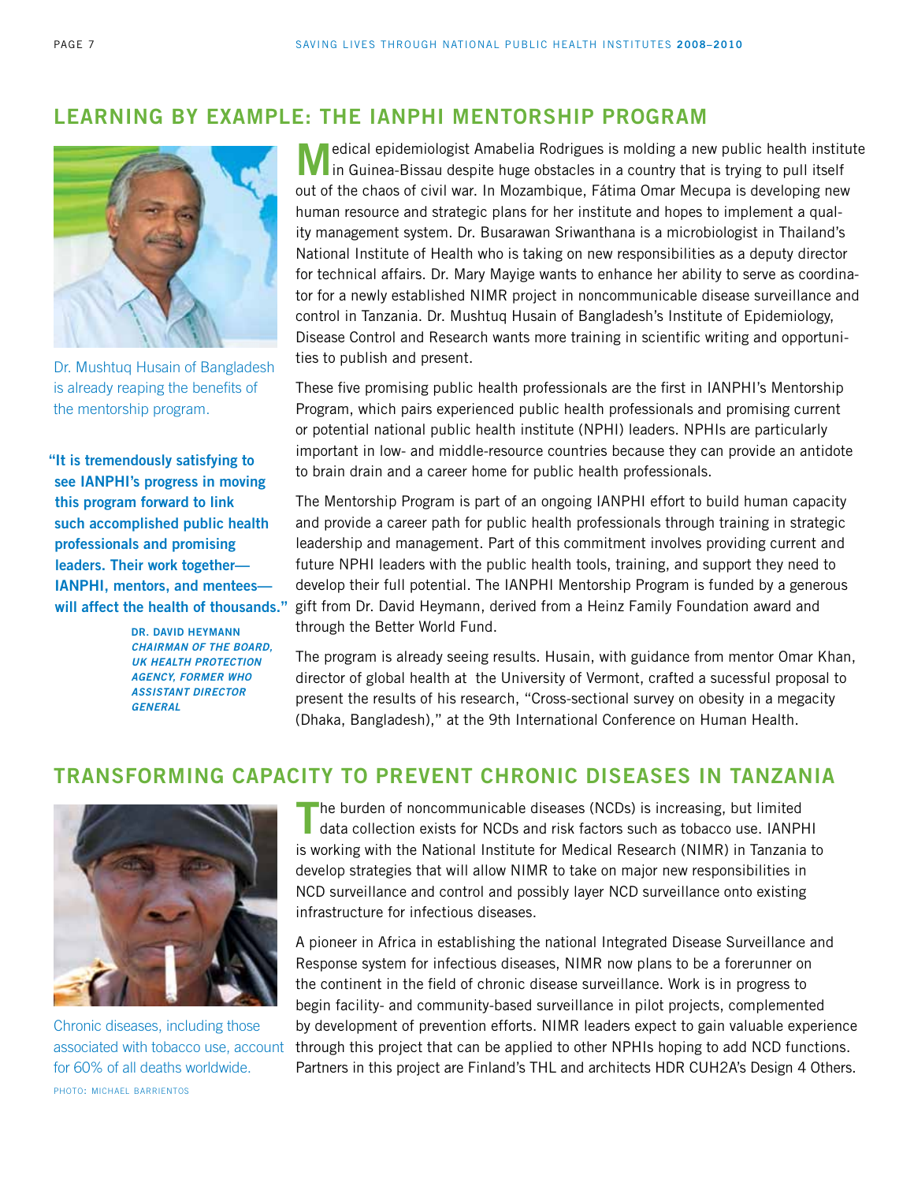## LEARNING BY EXAMPLE: THE IANPHI MENTORSHIP PROGRAM

Dr. Mushtuq Husain of Bangladesh is already reaping the benefits of the mentorship program.

**"It is tremendously satisfying to see IANPHI's progress in moving this program forward to link such accomplished public health professionals and promising leaders. Their work together—IANPHI, mentors, and mentees—will affect the health of thousands."**

**DR. DAVID HEYMANN**
***CHAIRMAN OF THE BOARD, UK HEALTH PROTECTION AGENCY, FORMER WHO ASSISTANT DIRECTOR GENERAL***

Medical epidemiologist Amabelia Rodrigues is molding a new public health institute in Guinea-Bissau despite huge obstacles in a country that is trying to pull itself out of the chaos of civil war. In Mozambique, Fátima Omar Mecupa is developing new human resource and strategic plans for her institute and hopes to implement a quality management system. Dr. Busarawan Sriwanthana is a microbiologist in Thailand's National Institute of Health who is taking on new responsibilities as a deputy director for technical affairs. Dr. Mary Mayige wants to enhance her ability to serve as coordinator for a newly established NIMR project in noncommunicable disease surveillance and control in Tanzania. Dr. Mushtuq Husain of Bangladesh's Institute of Epidemiology, Disease Control and Research wants more training in scientific writing and opportunities to publish and present.

These five promising public health professionals are the first in IANPHI's Mentorship Program, which pairs experienced public health professionals and promising current or potential national public health institute (NPHI) leaders. NPHIs are particularly important in low- and middle-resource countries because they can provide an antidote to brain drain and a career home for public health professionals.

The Mentorship Program is part of an ongoing IANPHI effort to build human capacity and provide a career path for public health professionals through training in strategic leadership and management. Part of this commitment involves providing current and future NPHI leaders with the public health tools, training, and support they need to develop their full potential. The IANPHI Mentorship Program is funded by a generous gift from Dr. David Heymann, derived from a Heinz Family Foundation award and through the Better World Fund.

The program is already seeing results. Husain, with guidance from mentor Omar Khan, director of global health at the University of Vermont, crafted a sucessful proposal to present the results of his research, "Cross-sectional survey on obesity in a megacity (Dhaka, Bangladesh)," at the 9th International Conference on Human Health.

## TRANSFORMING CAPACITY TO PREVENT CHRONIC DISEASES IN TANZANIA

Chronic diseases, including those associated with tobacco use, account for 60% of all deaths worldwide.

PHOTO: MICHAEL BARRIENTOS

The burden of noncommunicable diseases (NCDs) is increasing, but limited data collection exists for NCDs and risk factors such as tobacco use. IANPHI is working with the National Institute for Medical Research (NIMR) in Tanzania to develop strategies that will allow NIMR to take on major new responsibilities in NCD surveillance and control and possibly layer NCD surveillance onto existing infrastructure for infectious diseases.

A pioneer in Africa in establishing the national Integrated Disease Surveillance and Response system for infectious diseases, NIMR now plans to be a forerunner on the continent in the field of chronic disease surveillance. Work is in progress to begin facility- and community-based surveillance in pilot projects, complemented by development of prevention efforts. NIMR leaders expect to gain valuable experience through this project that can be applied to other NPHIs hoping to add NCD functions. Partners in this project are Finland's THL and architects HDR CUH2A's Design 4 Others.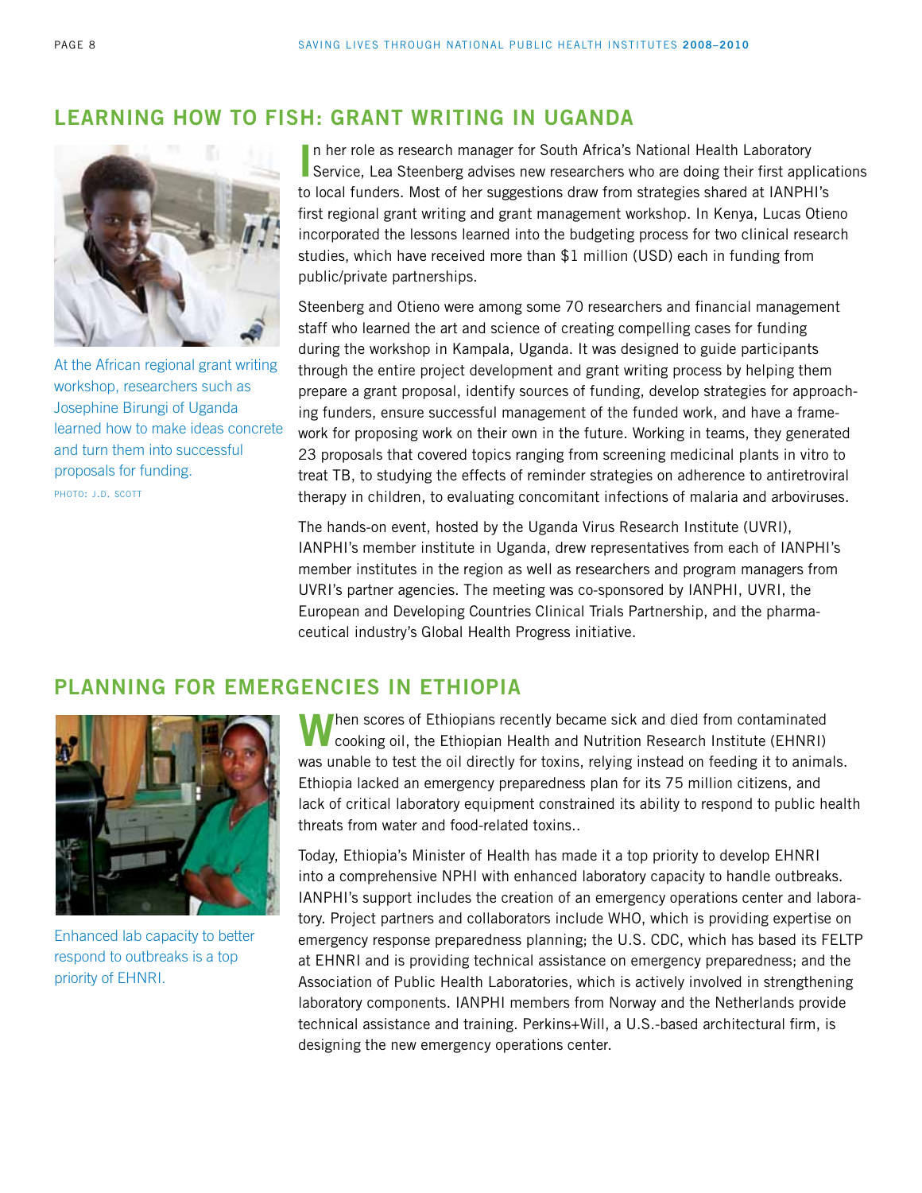## LEARNING HOW TO FISH: GRANT WRITING IN UGANDA

At the African regional grant writing workshop, researchers such as Josephine Birungi of Uganda learned how to make ideas concrete and turn them into successful proposals for funding.

PHOTO: J.D. SCOTT

In her role as research manager for South Africa's National Health Laboratory Service, Lea Steenberg advises new researchers who are doing their first applications to local funders. Most of her suggestions draw from strategies shared at IANPHI's first regional grant writing and grant management workshop. In Kenya, Lucas Otieno incorporated the lessons learned into the budgeting process for two clinical research studies, which have received more than $1 million (USD) each in funding from public/private partnerships.

Steenberg and Otieno were among some 70 researchers and financial management staff who learned the art and science of creating compelling cases for funding during the workshop in Kampala, Uganda. It was designed to guide participants through the entire project development and grant writing process by helping them prepare a grant proposal, identify sources of funding, develop strategies for approaching funders, ensure successful management of the funded work, and have a framework for proposing work on their own in the future. Working in teams, they generated 23 proposals that covered topics ranging from screening medicinal plants in vitro to treat TB, to studying the effects of reminder strategies on adherence to antiretroviral therapy in children, to evaluating concomitant infections of malaria and arboviruses.

The hands-on event, hosted by the Uganda Virus Research Institute (UVRI), IANPHI's member institute in Uganda, drew representatives from each of IANPHI's member institutes in the region as well as researchers and program managers from UVRI's partner agencies. The meeting was co-sponsored by IANPHI, UVRI, the European and Developing Countries Clinical Trials Partnership, and the pharmaceutical industry's Global Health Progress initiative.

## PLANNING FOR EMERGENCIES IN ETHIOPIA

Enhanced lab capacity to better respond to outbreaks is a top priority of EHNRI.

When scores of Ethiopians recently became sick and died from contaminated cooking oil, the Ethiopian Health and Nutrition Research Institute (EHNRI) was unable to test the oil directly for toxins, relying instead on feeding it to animals. Ethiopia lacked an emergency preparedness plan for its 75 million citizens, and lack of critical laboratory equipment constrained its ability to respond to public health threats from water and food-related toxins..

Today, Ethiopia's Minister of Health has made it a top priority to develop EHNRI into a comprehensive NPHI with enhanced laboratory capacity to handle outbreaks. IANPHI's support includes the creation of an emergency operations center and laboratory. Project partners and collaborators include WHO, which is providing expertise on emergency response preparedness planning; the U.S. CDC, which has based its FELTP at EHNRI and is providing technical assistance on emergency preparedness; and the Association of Public Health Laboratories, which is actively involved in strengthening laboratory components. IANPHI members from Norway and the Netherlands provide technical assistance and training. Perkins+Will, a U.S.-based architectural firm, is designing the new emergency operations center.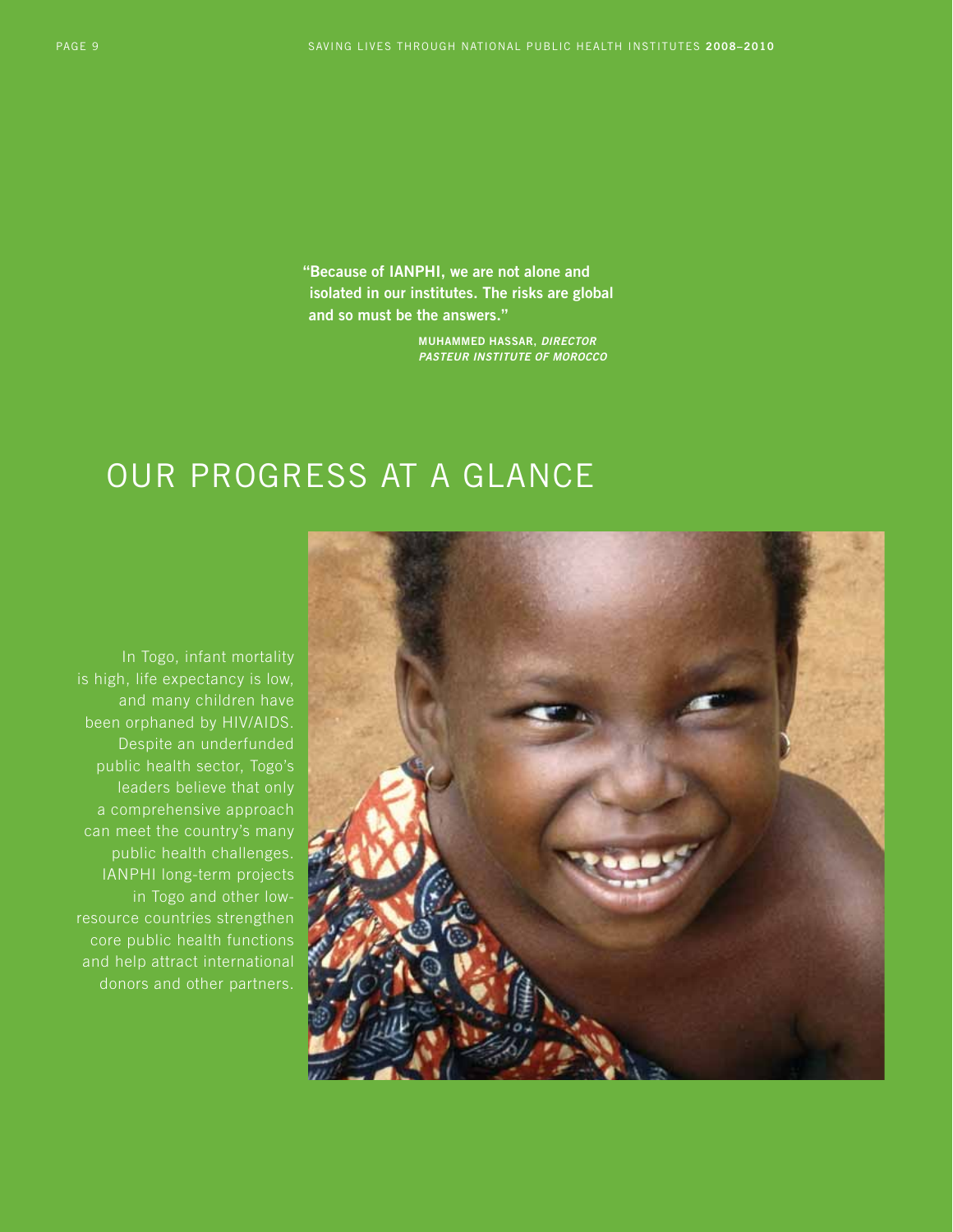"Because of IANPHI, we are not alone and isolated in our institutes. The risks are global and so must be the answers."

**MUHAMMED HASSAR,** ***DIRECTOR PASTEUR INSTITUTE OF MOROCCO***

# OUR PROGRESS AT A GLANCE

In Togo, infant mortality is high, life expectancy is low, and many children have been orphaned by HIV/AIDS. Despite an underfunded public health sector, Togo's leaders believe that only a comprehensive approach can meet the country's many public health challenges. IANPHI long-term projects in Togo and other low-resource countries strengthen core public health functions and help attract international donors and other partners.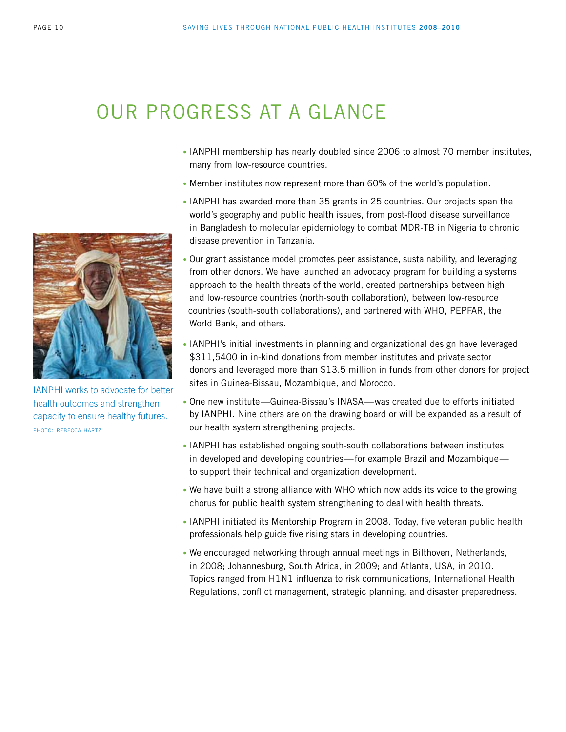# OUR PROGRESS AT A GLANCE

IANPHI works to advocate for better health outcomes and strengthen capacity to ensure healthy futures.
PHOTO: REBECCA HARTZ

- IANPHI membership has nearly doubled since 2006 to almost 70 member institutes, many from low-resource countries.
- Member institutes now represent more than 60% of the world's population.
- IANPHI has awarded more than 35 grants in 25 countries. Our projects span the world's geography and public health issues, from post-flood disease surveillance in Bangladesh to molecular epidemiology to combat MDR-TB in Nigeria to chronic disease prevention in Tanzania.
- Our grant assistance model promotes peer assistance, sustainability, and leveraging from other donors. We have launched an advocacy program for building a systems approach to the health threats of the world, created partnerships between high and low-resource countries (north-south collaboration), between low-resource countries (south-south collaborations), and partnered with WHO, PEPFAR, the World Bank, and others.
- IANPHI's initial investments in planning and organizational design have leveraged $311,5400 in in-kind donations from member institutes and private sector donors and leveraged more than $13.5 million in funds from other donors for project sites in Guinea-Bissau, Mozambique, and Morocco.
- One new institute—Guinea-Bissau's INASA—was created due to efforts initiated by IANPHI. Nine others are on the drawing board or will be expanded as a result of our health system strengthening projects.
- IANPHI has established ongoing south-south collaborations between institutes in developed and developing countries—for example Brazil and Mozambique—to support their technical and organization development.
- We have built a strong alliance with WHO which now adds its voice to the growing chorus for public health system strengthening to deal with health threats.
- IANPHI initiated its Mentorship Program in 2008. Today, five veteran public health professionals help guide five rising stars in developing countries.
- We encouraged networking through annual meetings in Bilthoven, Netherlands, in 2008; Johannesburg, South Africa, in 2009; and Atlanta, USA, in 2010. Topics ranged from H1N1 influenza to risk communications, International Health Regulations, conflict management, strategic planning, and disaster preparedness.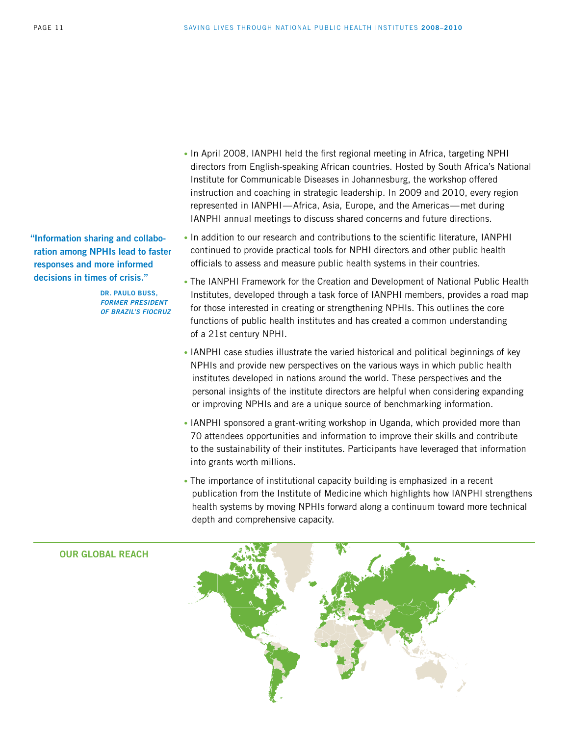- In April 2008, IANPHI held the first regional meeting in Africa, targeting NPHI directors from English-speaking African countries. Hosted by South Africa's National Institute for Communicable Diseases in Johannesburg, the workshop offered instruction and coaching in strategic leadership. In 2009 and 2010, every region represented in IANPHI—Africa, Asia, Europe, and the Americas—met during IANPHI annual meetings to discuss shared concerns and future directions.

**"Information sharing and collaboration among NPHIs lead to faster responses and more informed decisions in times of crisis."**

**DR. PAULO BUSS,** ***FORMER PRESIDENT OF BRAZIL'S FIOCRUZ***

- In addition to our research and contributions to the scientific literature, IANPHI continued to provide practical tools for NPHI directors and other public health officials to assess and measure public health systems in their countries.
- The IANPHI Framework for the Creation and Development of National Public Health Institutes, developed through a task force of IANPHI members, provides a road map for those interested in creating or strengthening NPHIs. This outlines the core functions of public health institutes and has created a common understanding of a 21st century NPHI.
- IANPHI case studies illustrate the varied historical and political beginnings of key NPHIs and provide new perspectives on the various ways in which public health institutes developed in nations around the world. These perspectives and the personal insights of the institute directors are helpful when considering expanding or improving NPHIs and are a unique source of benchmarking information.
- IANPHI sponsored a grant-writing workshop in Uganda, which provided more than 70 attendees opportunities and information to improve their skills and contribute to the sustainability of their institutes. Participants have leveraged that information into grants worth millions.
- The importance of institutional capacity building is emphasized in a recent publication from the Institute of Medicine which highlights how IANPHI strengthens health systems by moving NPHIs forward along a continuum toward more technical depth and comprehensive capacity.

## OUR GLOBAL REACH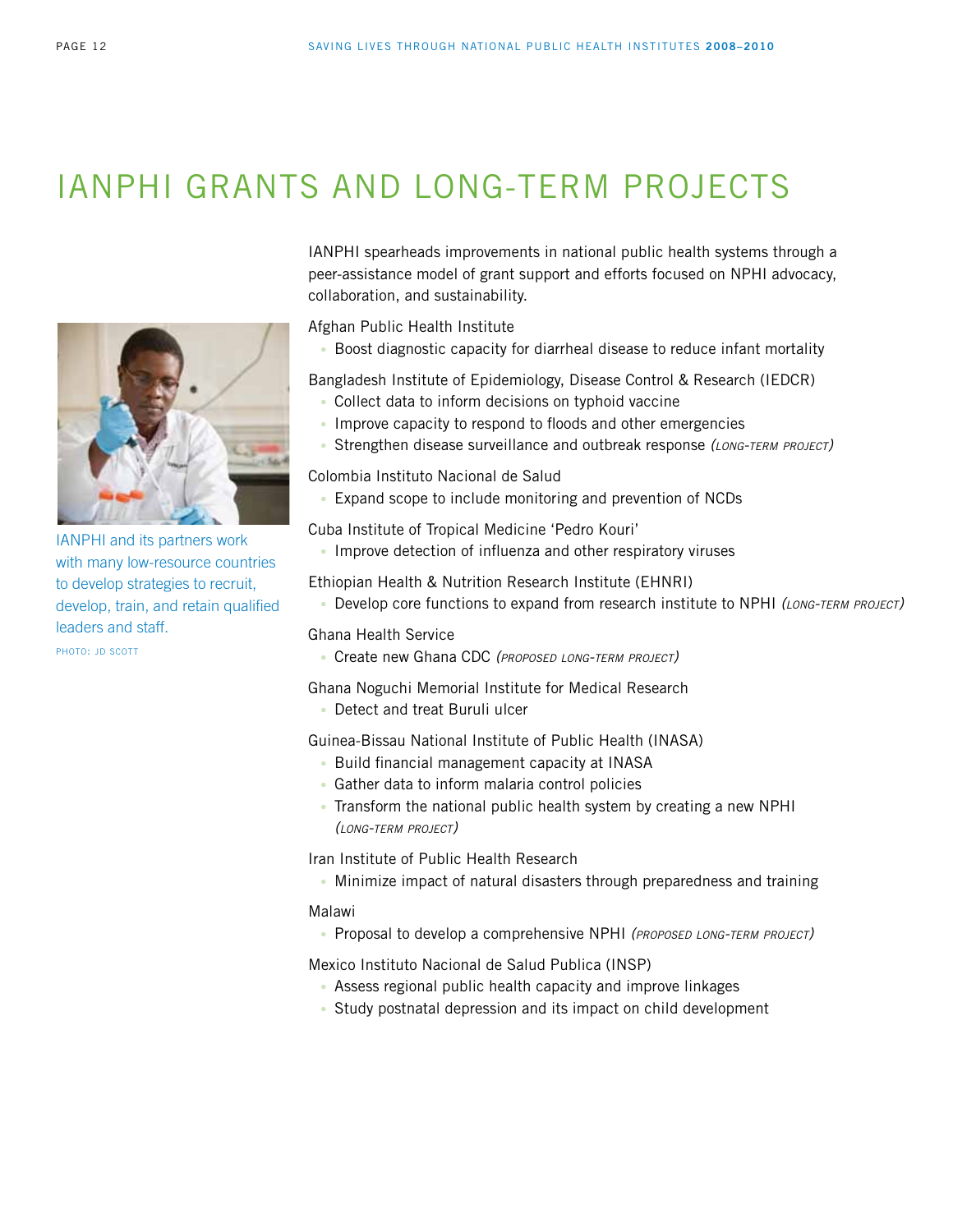# IANPHI GRANTS AND LONG-TERM PROJECTS

IANPHI and its partners work with many low-resource countries to develop strategies to recruit, develop, train, and retain qualified leaders and staff.

PHOTO: JD SCOTT

IANPHI spearheads improvements in national public health systems through a peer-assistance model of grant support and efforts focused on NPHI advocacy, collaboration, and sustainability.

Afghan Public Health Institute

- Boost diagnostic capacity for diarrheal disease to reduce infant mortality

Bangladesh Institute of Epidemiology, Disease Control & Research (IEDCR)

- Collect data to inform decisions on typhoid vaccine
- Improve capacity to respond to floods and other emergencies
- Strengthen disease surveillance and outbreak response *(LONG-TERM PROJECT)*

Colombia Instituto Nacional de Salud

- Expand scope to include monitoring and prevention of NCDs

Cuba Institute of Tropical Medicine 'Pedro Kouri'

- Improve detection of influenza and other respiratory viruses

Ethiopian Health & Nutrition Research Institute (EHNRI)

- Develop core functions to expand from research institute to NPHI *(LONG-TERM PROJECT)*

Ghana Health Service

- Create new Ghana CDC *(PROPOSED LONG-TERM PROJECT)*

Ghana Noguchi Memorial Institute for Medical Research

- Detect and treat Buruli ulcer

Guinea-Bissau National Institute of Public Health (INASA)

- Build financial management capacity at INASA
- Gather data to inform malaria control policies
- Transform the national public health system by creating a new NPHI *(LONG-TERM PROJECT)*

Iran Institute of Public Health Research

- Minimize impact of natural disasters through preparedness and training

Malawi

- Proposal to develop a comprehensive NPHI *(PROPOSED LONG-TERM PROJECT)*

Mexico Instituto Nacional de Salud Publica (INSP)

- Assess regional public health capacity and improve linkages
- Study postnatal depression and its impact on child development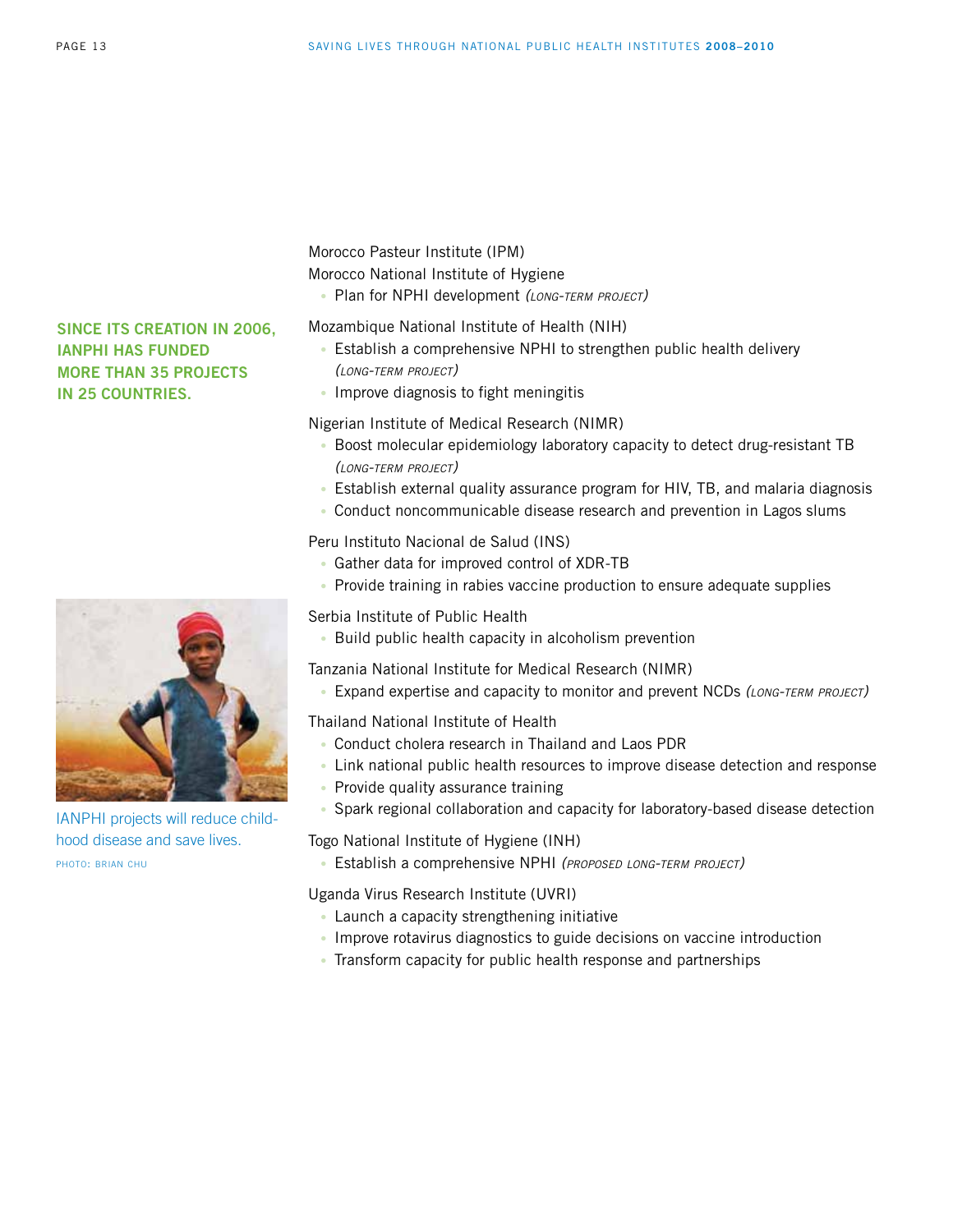**SINCE ITS CREATION IN 2006, IANPHI HAS FUNDED MORE THAN 35 PROJECTS IN 25 COUNTRIES.**

Morocco Pasteur Institute (IPM)
Morocco National Institute of Hygiene

- Plan for NPHI development *(LONG-TERM PROJECT)*

Mozambique National Institute of Health (NIH)

- Establish a comprehensive NPHI to strengthen public health delivery *(LONG-TERM PROJECT)*
- Improve diagnosis to fight meningitis

Nigerian Institute of Medical Research (NIMR)

- Boost molecular epidemiology laboratory capacity to detect drug-resistant TB *(LONG-TERM PROJECT)*
- Establish external quality assurance program for HIV, TB, and malaria diagnosis
- Conduct noncommunicable disease research and prevention in Lagos slums

Peru Instituto Nacional de Salud (INS)

- Gather data for improved control of XDR-TB
- Provide training in rabies vaccine production to ensure adequate supplies

Serbia Institute of Public Health

- Build public health capacity in alcoholism prevention

Tanzania National Institute for Medical Research (NIMR)

- Expand expertise and capacity to monitor and prevent NCDs *(LONG-TERM PROJECT)*

Thailand National Institute of Health

- Conduct cholera research in Thailand and Laos PDR
- Link national public health resources to improve disease detection and response
- Provide quality assurance training
- Spark regional collaboration and capacity for laboratory-based disease detection

Togo National Institute of Hygiene (INH)

- Establish a comprehensive NPHI *(PROPOSED LONG-TERM PROJECT)*

Uganda Virus Research Institute (UVRI)

- Launch a capacity strengthening initiative
- Improve rotavirus diagnostics to guide decisions on vaccine introduction
- Transform capacity for public health response and partnerships

IANPHI projects will reduce childhood disease and save lives.

PHOTO: BRIAN CHU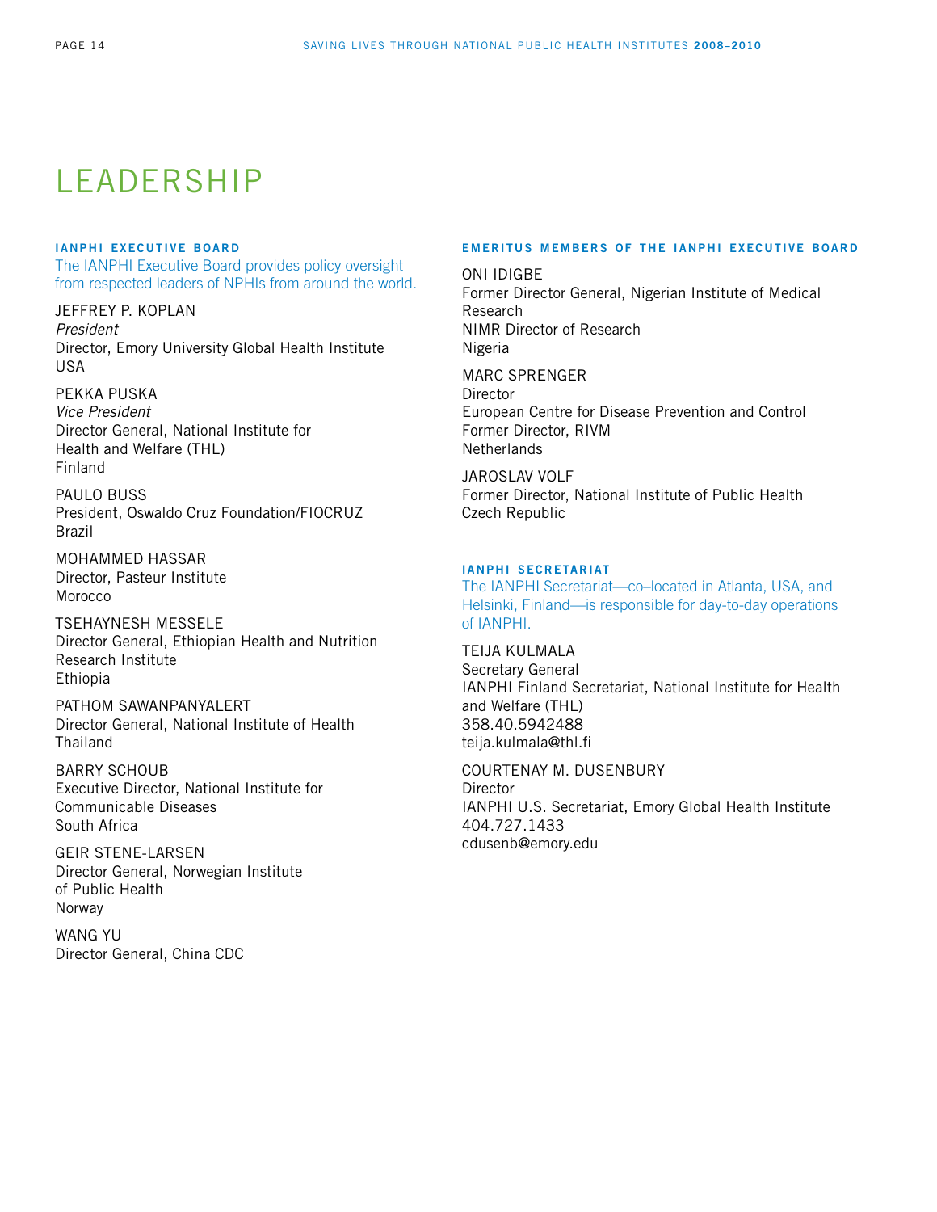# LEADERSHIP

### IANPHI EXECUTIVE BOARD

The IANPHI Executive Board provides policy oversight from respected leaders of NPHIs from around the world.

JEFFREY P. KOPLAN
*President*
Director, Emory University Global Health Institute
USA

PEKKA PUSKA
*Vice President*
Director General, National Institute for Health and Welfare (THL)
Finland

PAULO BUSS
President, Oswaldo Cruz Foundation/FIOCRUZ
Brazil

MOHAMMED HASSAR
Director, Pasteur Institute
Morocco

TSEHAYNESH MESSELE
Director General, Ethiopian Health and Nutrition Research Institute
Ethiopia

PATHOM SAWANPANYALERT
Director General, National Institute of Health
Thailand

BARRY SCHOUB
Executive Director, National Institute for Communicable Diseases
South Africa

GEIR STENE-LARSEN
Director General, Norwegian Institute of Public Health
Norway

WANG YU
Director General, China CDC

### EMERITUS MEMBERS OF THE IANPHI EXECUTIVE BOARD

ONI IDIGBE
Former Director General, Nigerian Institute of Medical Research
NIMR Director of Research
Nigeria

MARC SPRENGER
Director
European Centre for Disease Prevention and Control
Former Director, RIVM
Netherlands

JAROSLAV VOLF
Former Director, National Institute of Public Health
Czech Republic

### IANPHI SECRETARIAT

The IANPHI Secretariat—co–located in Atlanta, USA, and Helsinki, Finland—is responsible for day-to-day operations of IANPHI.

TEIJA KULMALA
Secretary General
IANPHI Finland Secretariat, National Institute for Health and Welfare (THL)
358.40.5942488
teija.kulmala@thl.fi

COURTENAY M. DUSENBURY
Director
IANPHI U.S. Secretariat, Emory Global Health Institute
404.727.1433
cdusenb@emory.edu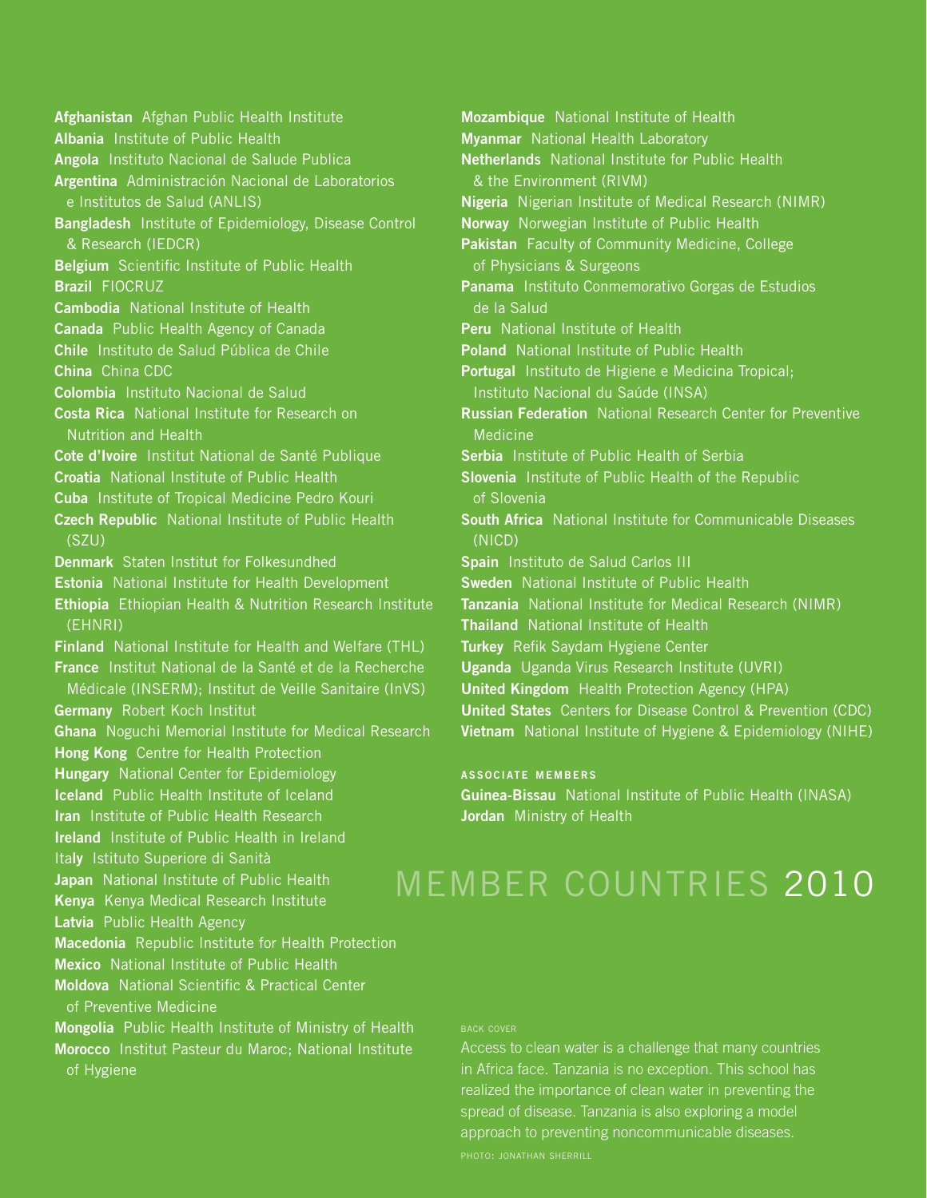# MEMBER COUNTRIES 2010

**Afghanistan** Afghan Public Health Institute
**Albania** Institute of Public Health
**Angola** Instituto Nacional de Salude Publica
**Argentina** Administración Nacional de Laboratorios e Institutos de Salud (ANLIS)
**Bangladesh** Institute of Epidemiology, Disease Control & Research (IEDCR)
**Belgium** Scientific Institute of Public Health
**Brazil** FIOCRUZ
**Cambodia** National Institute of Health
**Canada** Public Health Agency of Canada
**Chile** Instituto de Salud Pública de Chile
**China** China CDC
**Colombia** Instituto Nacional de Salud
**Costa Rica** National Institute for Research on Nutrition and Health
**Cote d'Ivoire** Institut National de Santé Publique
**Croatia** National Institute of Public Health
**Cuba** Institute of Tropical Medicine Pedro Kouri
**Czech Republic** National Institute of Public Health (SZU)
**Denmark** Staten Institut for Folkesundhed
**Estonia** National Institute for Health Development
**Ethiopia** Ethiopian Health & Nutrition Research Institute (EHNRI)
**Finland** National Institute for Health and Welfare (THL)
**France** Institut National de la Santé et de la Recherche Médicale (INSERM); Institut de Veille Sanitaire (InVS)
**Germany** Robert Koch Institut
**Ghana** Noguchi Memorial Institute for Medical Research
**Hong Kong** Centre for Health Protection
**Hungary** National Center for Epidemiology
**Iceland** Public Health Institute of Iceland
**Iran** Institute of Public Health Research
**Ireland** Institute of Public Health in Ireland
**Italy** Istituto Superiore di Sanità
**Japan** National Institute of Public Health
**Kenya** Kenya Medical Research Institute
**Latvia** Public Health Agency
**Macedonia** Republic Institute for Health Protection
**Mexico** National Institute of Public Health
**Moldova** National Scientific & Practical Center of Preventive Medicine
**Mongolia** Public Health Institute of Ministry of Health
**Morocco** Institut Pasteur du Maroc; National Institute of Hygiene
**Mozambique** National Institute of Health
**Myanmar** National Health Laboratory
**Netherlands** National Institute for Public Health & the Environment (RIVM)
**Nigeria** Nigerian Institute of Medical Research (NIMR)
**Norway** Norwegian Institute of Public Health
**Pakistan** Faculty of Community Medicine, College of Physicians & Surgeons
**Panama** Instituto Conmemorativo Gorgas de Estudios de la Salud
**Peru** National Institute of Health
**Poland** National Institute of Public Health
**Portugal** Instituto de Higiene e Medicina Tropical; Instituto Nacional du Saúde (INSA)
**Russian Federation** National Research Center for Preventive Medicine
**Serbia** Institute of Public Health of Serbia
**Slovenia** Institute of Public Health of the Republic of Slovenia
**South Africa** National Institute for Communicable Diseases (NICD)
**Spain** Instituto de Salud Carlos III
**Sweden** National Institute of Public Health
**Tanzania** National Institute for Medical Research (NIMR)
**Thailand** National Institute of Health
**Turkey** Refik Saydam Hygiene Center
**Uganda** Uganda Virus Research Institute (UVRI)
**United Kingdom** Health Protection Agency (HPA)
**United States** Centers for Disease Control & Prevention (CDC)
**Vietnam** National Institute of Hygiene & Epidemiology (NIHE)

**ASSOCIATE MEMBERS**

**Guinea-Bissau** National Institute of Public Health (INASA)
**Jordan** Ministry of Health

BACK COVER

Access to clean water is a challenge that many countries in Africa face. Tanzania is no exception. This school has realized the importance of clean water in preventing the spread of disease. Tanzania is also exploring a model approach to preventing noncommunicable diseases.

PHOTO: JONATHAN SHERRILL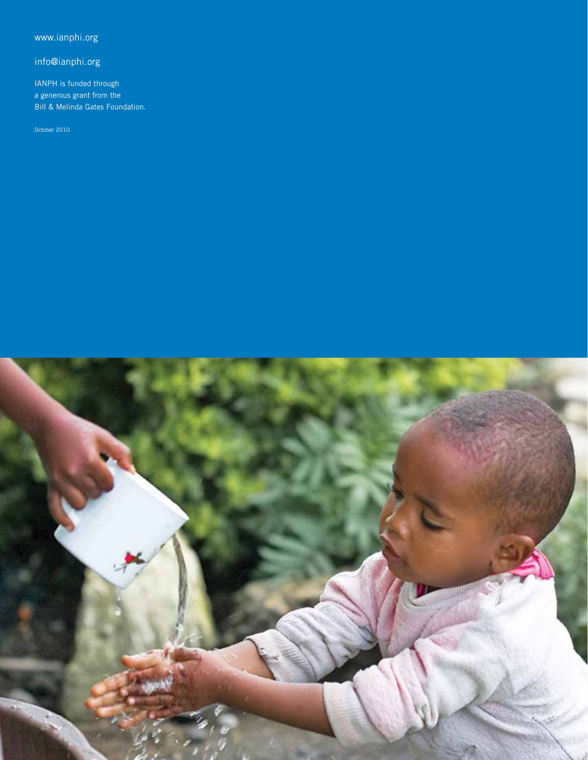www.ianphi.org

info@ianphi.org

IANPH is funded through
a generous grant from the
Bill & Melinda Gates Foundation.

October 2010